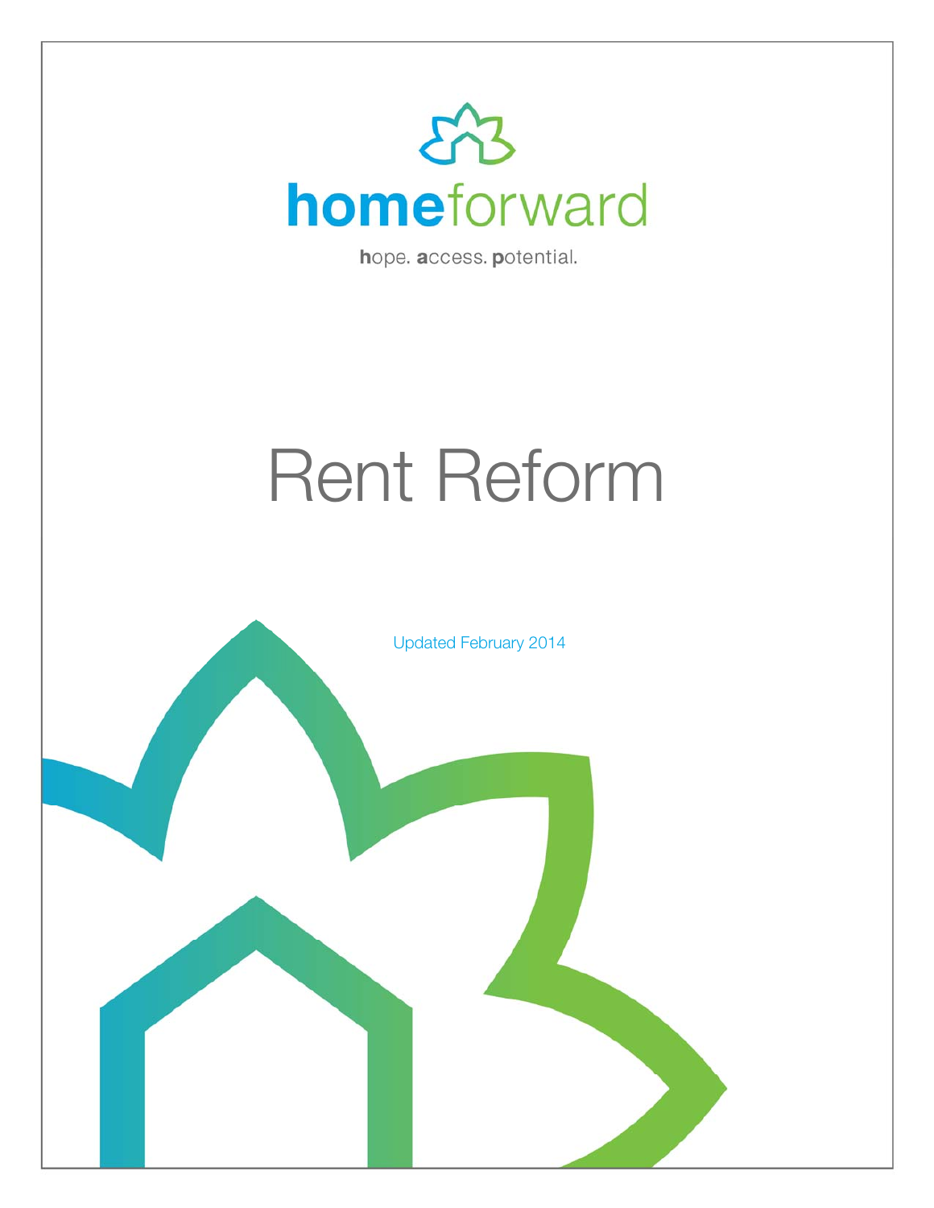homeforward

hope. access. potential.

# Rent Reform

Updated February 2014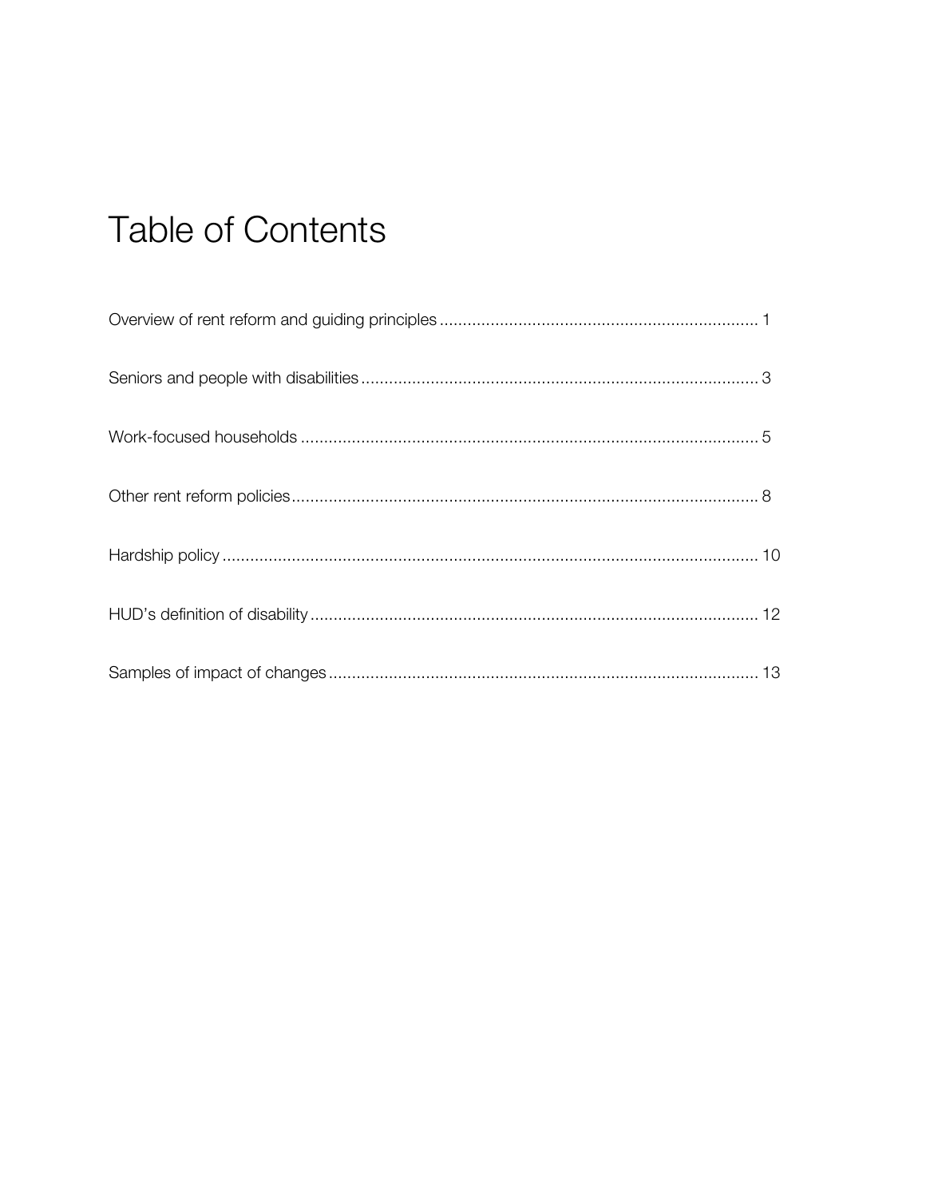# Table of Contents

| Section | Page |
| --- | --- |
| Overview of rent reform and guiding principles | 1 |
| Seniors and people with disabilities | 3 |
| Work-focused households | 5 |
| Other rent reform policies | 8 |
| Hardship policy | 10 |
| HUD's definition of disability | 12 |
| Samples of impact of changes | 13 |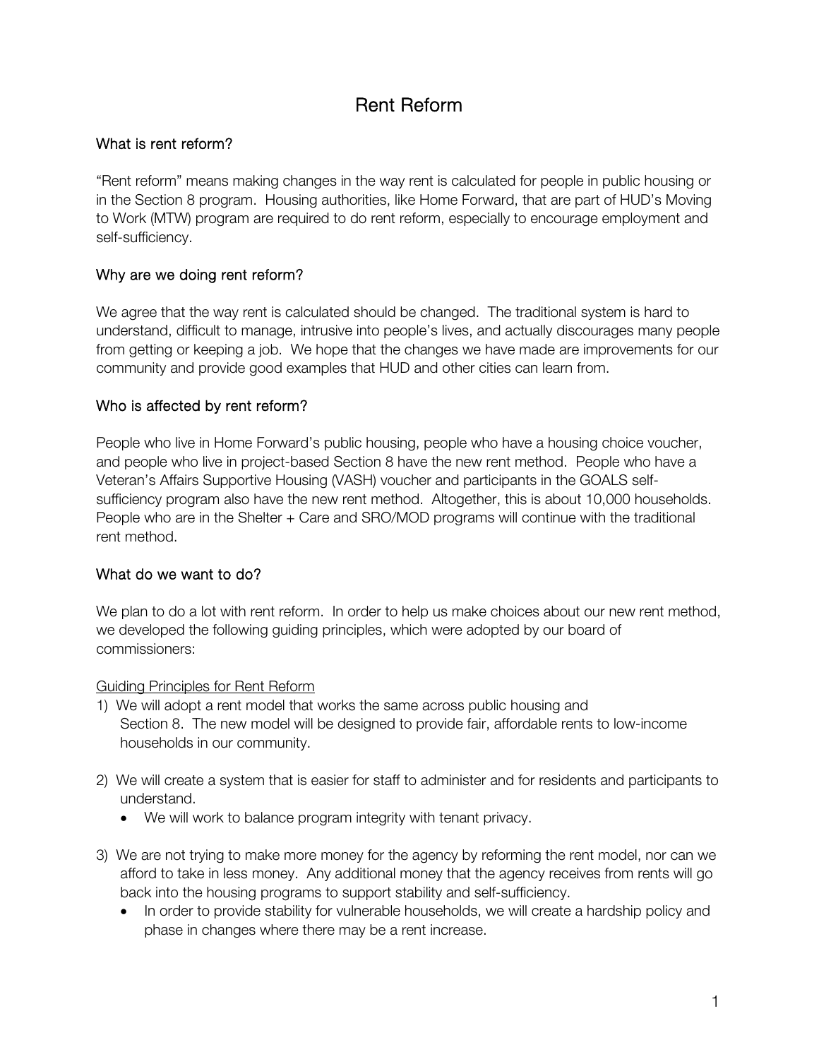# Rent Reform

## What is rent reform?

"Rent reform" means making changes in the way rent is calculated for people in public housing or in the Section 8 program. Housing authorities, like Home Forward, that are part of HUD's Moving to Work (MTW) program are required to do rent reform, especially to encourage employment and self-sufficiency.

## Why are we doing rent reform?

We agree that the way rent is calculated should be changed. The traditional system is hard to understand, difficult to manage, intrusive into people's lives, and actually discourages many people from getting or keeping a job. We hope that the changes we have made are improvements for our community and provide good examples that HUD and other cities can learn from.

## Who is affected by rent reform?

People who live in Home Forward's public housing, people who have a housing choice voucher, and people who live in project-based Section 8 have the new rent method. People who have a Veteran's Affairs Supportive Housing (VASH) voucher and participants in the GOALS self-sufficiency program also have the new rent method. Altogether, this is about 10,000 households. People who are in the Shelter + Care and SRO/MOD programs will continue with the traditional rent method.

## What do we want to do?

We plan to do a lot with rent reform. In order to help us make choices about our new rent method, we developed the following guiding principles, which were adopted by our board of commissioners:

<u>Guiding Principles for Rent Reform</u>

1) We will adopt a rent model that works the same across public housing and Section 8. The new model will be designed to provide fair, affordable rents to low-income households in our community.

2) We will create a system that is easier for staff to administer and for residents and participants to understand.
   - We will work to balance program integrity with tenant privacy.

3) We are not trying to make more money for the agency by reforming the rent model, nor can we afford to take in less money. Any additional money that the agency receives from rents will go back into the housing programs to support stability and self-sufficiency.
   - In order to provide stability for vulnerable households, we will create a hardship policy and phase in changes where there may be a rent increase.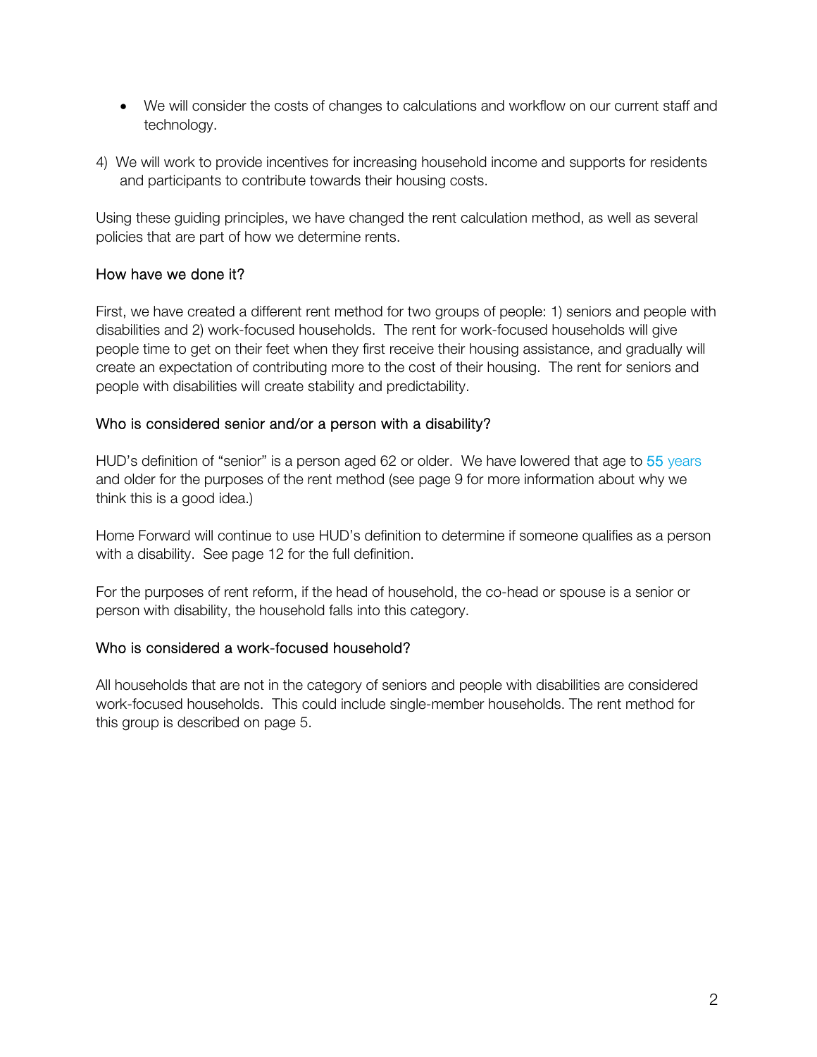- We will consider the costs of changes to calculations and workflow on our current staff and technology.

4) We will work to provide incentives for increasing household income and supports for residents and participants to contribute towards their housing costs.

Using these guiding principles, we have changed the rent calculation method, as well as several policies that are part of how we determine rents.

### How have we done it?

First, we have created a different rent method for two groups of people: 1) seniors and people with disabilities and 2) work-focused households. The rent for work-focused households will give people time to get on their feet when they first receive their housing assistance, and gradually will create an expectation of contributing more to the cost of their housing. The rent for seniors and people with disabilities will create stability and predictability.

### Who is considered senior and/or a person with a disability?

HUD's definition of "senior" is a person aged 62 or older. We have lowered that age to 55 years and older for the purposes of the rent method (see page 9 for more information about why we think this is a good idea.)

Home Forward will continue to use HUD's definition to determine if someone qualifies as a person with a disability. See page 12 for the full definition.

For the purposes of rent reform, if the head of household, the co-head or spouse is a senior or person with disability, the household falls into this category.

### Who is considered a work-focused household?

All households that are not in the category of seniors and people with disabilities are considered work-focused households. This could include single-member households. The rent method for this group is described on page 5.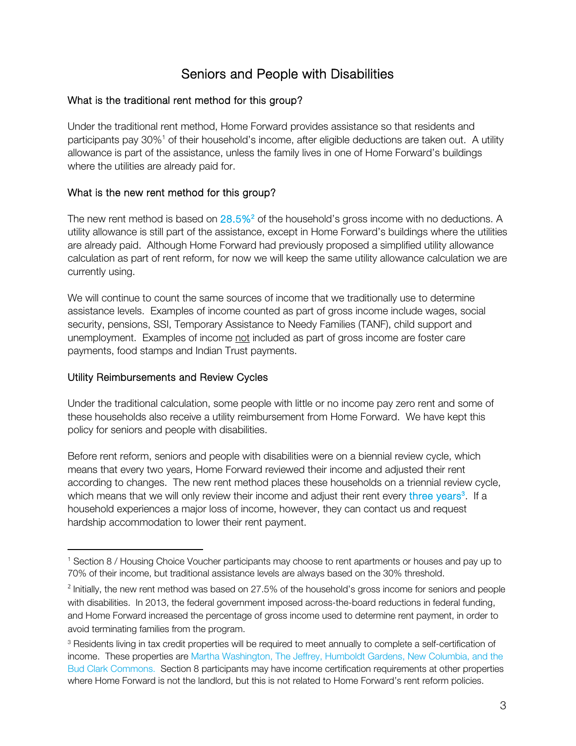# Seniors and People with Disabilities

### What is the traditional rent method for this group?

Under the traditional rent method, Home Forward provides assistance so that residents and participants pay 30%[1] of their household's income, after eligible deductions are taken out. A utility allowance is part of the assistance, unless the family lives in one of Home Forward's buildings where the utilities are already paid for.

### What is the new rent method for this group?

The new rent method is based on 28.5%[2] of the household's gross income with no deductions. A utility allowance is still part of the assistance, except in Home Forward's buildings where the utilities are already paid. Although Home Forward had previously proposed a simplified utility allowance calculation as part of rent reform, for now we will keep the same utility allowance calculation we are currently using.

We will continue to count the same sources of income that we traditionally use to determine assistance levels. Examples of income counted as part of gross income include wages, social security, pensions, SSI, Temporary Assistance to Needy Families (TANF), child support and unemployment. Examples of income not included as part of gross income are foster care payments, food stamps and Indian Trust payments.

### Utility Reimbursements and Review Cycles

Under the traditional calculation, some people with little or no income pay zero rent and some of these households also receive a utility reimbursement from Home Forward. We have kept this policy for seniors and people with disabilities.

Before rent reform, seniors and people with disabilities were on a biennial review cycle, which means that every two years, Home Forward reviewed their income and adjusted their rent according to changes. The new rent method places these households on a triennial review cycle, which means that we will only review their income and adjust their rent every three years[3]. If a household experiences a major loss of income, however, they can contact us and request hardship accommodation to lower their rent payment.

---

[1] Section 8 / Housing Choice Voucher participants may choose to rent apartments or houses and pay up to 70% of their income, but traditional assistance levels are always based on the 30% threshold.

[2] Initially, the new rent method was based on 27.5% of the household's gross income for seniors and people with disabilities. In 2013, the federal government imposed across-the-board reductions in federal funding, and Home Forward increased the percentage of gross income used to determine rent payment, in order to avoid terminating families from the program.

[3] Residents living in tax credit properties will be required to meet annually to complete a self-certification of income. These properties are Martha Washington, The Jeffrey, Humboldt Gardens, New Columbia, and the Bud Clark Commons. Section 8 participants may have income certification requirements at other properties where Home Forward is not the landlord, but this is not related to Home Forward's rent reform policies.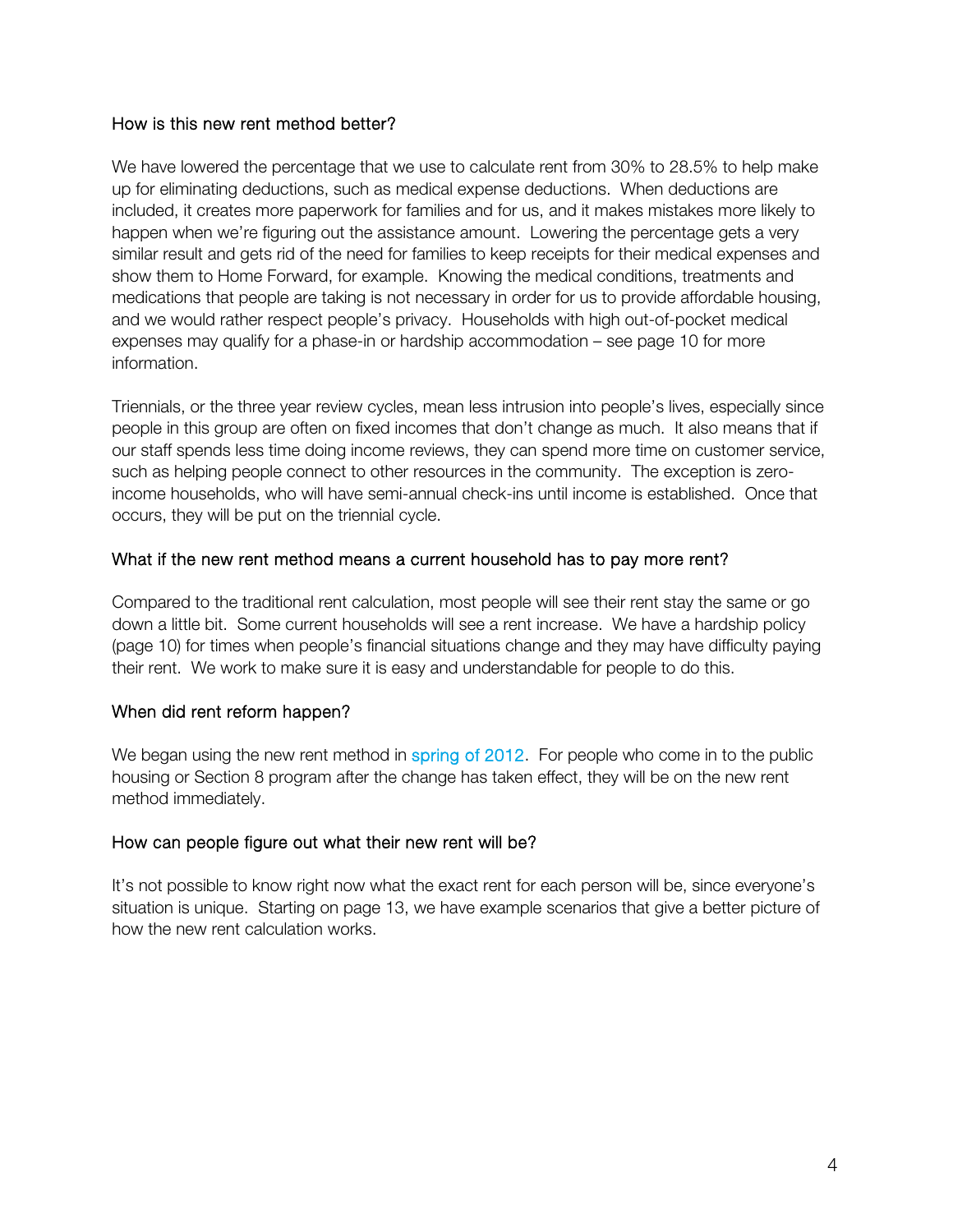### How is this new rent method better?

We have lowered the percentage that we use to calculate rent from 30% to 28.5% to help make up for eliminating deductions, such as medical expense deductions. When deductions are included, it creates more paperwork for families and for us, and it makes mistakes more likely to happen when we're figuring out the assistance amount. Lowering the percentage gets a very similar result and gets rid of the need for families to keep receipts for their medical expenses and show them to Home Forward, for example. Knowing the medical conditions, treatments and medications that people are taking is not necessary in order for us to provide affordable housing, and we would rather respect people's privacy. Households with high out-of-pocket medical expenses may qualify for a phase-in or hardship accommodation – see page 10 for more information.

Triennials, or the three year review cycles, mean less intrusion into people's lives, especially since people in this group are often on fixed incomes that don't change as much. It also means that if our staff spends less time doing income reviews, they can spend more time on customer service, such as helping people connect to other resources in the community. The exception is zero-income households, who will have semi-annual check-ins until income is established. Once that occurs, they will be put on the triennial cycle.

### What if the new rent method means a current household has to pay more rent?

Compared to the traditional rent calculation, most people will see their rent stay the same or go down a little bit. Some current households will see a rent increase. We have a hardship policy (page 10) for times when people's financial situations change and they may have difficulty paying their rent. We work to make sure it is easy and understandable for people to do this.

### When did rent reform happen?

We began using the new rent method in spring of 2012. For people who come in to the public housing or Section 8 program after the change has taken effect, they will be on the new rent method immediately.

### How can people figure out what their new rent will be?

It's not possible to know right now what the exact rent for each person will be, since everyone's situation is unique. Starting on page 13, we have example scenarios that give a better picture of how the new rent calculation works.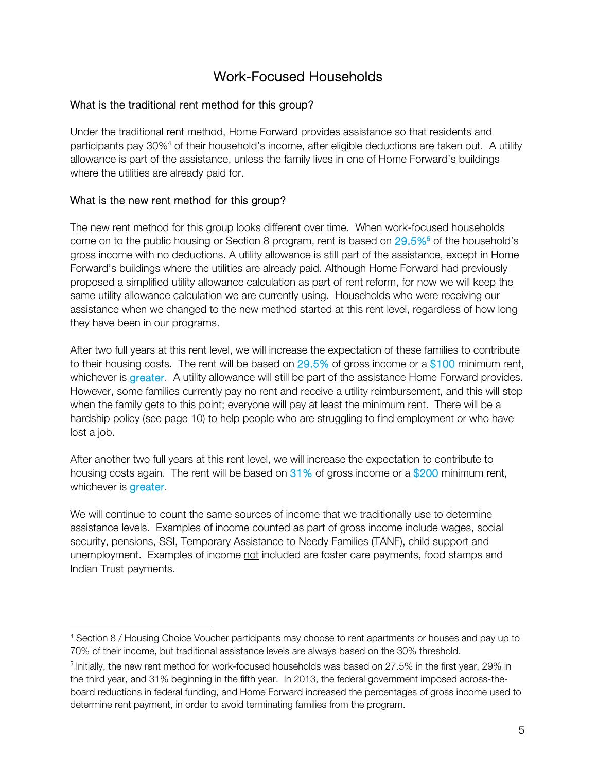# Work-Focused Households

### What is the traditional rent method for this group?

Under the traditional rent method, Home Forward provides assistance so that residents and participants pay 30%[4] of their household's income, after eligible deductions are taken out. A utility allowance is part of the assistance, unless the family lives in one of Home Forward's buildings where the utilities are already paid for.

### What is the new rent method for this group?

The new rent method for this group looks different over time. When work-focused households come on to the public housing or Section 8 program, rent is based on 29.5%[5] of the household's gross income with no deductions. A utility allowance is still part of the assistance, except in Home Forward's buildings where the utilities are already paid. Although Home Forward had previously proposed a simplified utility allowance calculation as part of rent reform, for now we will keep the same utility allowance calculation we are currently using. Households who were receiving our assistance when we changed to the new method started at this rent level, regardless of how long they have been in our programs.

After two full years at this rent level, we will increase the expectation of these families to contribute to their housing costs. The rent will be based on 29.5% of gross income or a $100 minimum rent, whichever is greater. A utility allowance will still be part of the assistance Home Forward provides. However, some families currently pay no rent and receive a utility reimbursement, and this will stop when the family gets to this point; everyone will pay at least the minimum rent. There will be a hardship policy (see page 10) to help people who are struggling to find employment or who have lost a job.

After another two full years at this rent level, we will increase the expectation to contribute to housing costs again. The rent will be based on 31% of gross income or a $200 minimum rent, whichever is greater.

We will continue to count the same sources of income that we traditionally use to determine assistance levels. Examples of income counted as part of gross income include wages, social security, pensions, SSI, Temporary Assistance to Needy Families (TANF), child support and unemployment. Examples of income not included are foster care payments, food stamps and Indian Trust payments.

---

[4] Section 8 / Housing Choice Voucher participants may choose to rent apartments or houses and pay up to 70% of their income, but traditional assistance levels are always based on the 30% threshold.

[5] Initially, the new rent method for work-focused households was based on 27.5% in the first year, 29% in the third year, and 31% beginning in the fifth year. In 2013, the federal government imposed across-the-board reductions in federal funding, and Home Forward increased the percentages of gross income used to determine rent payment, in order to avoid terminating families from the program.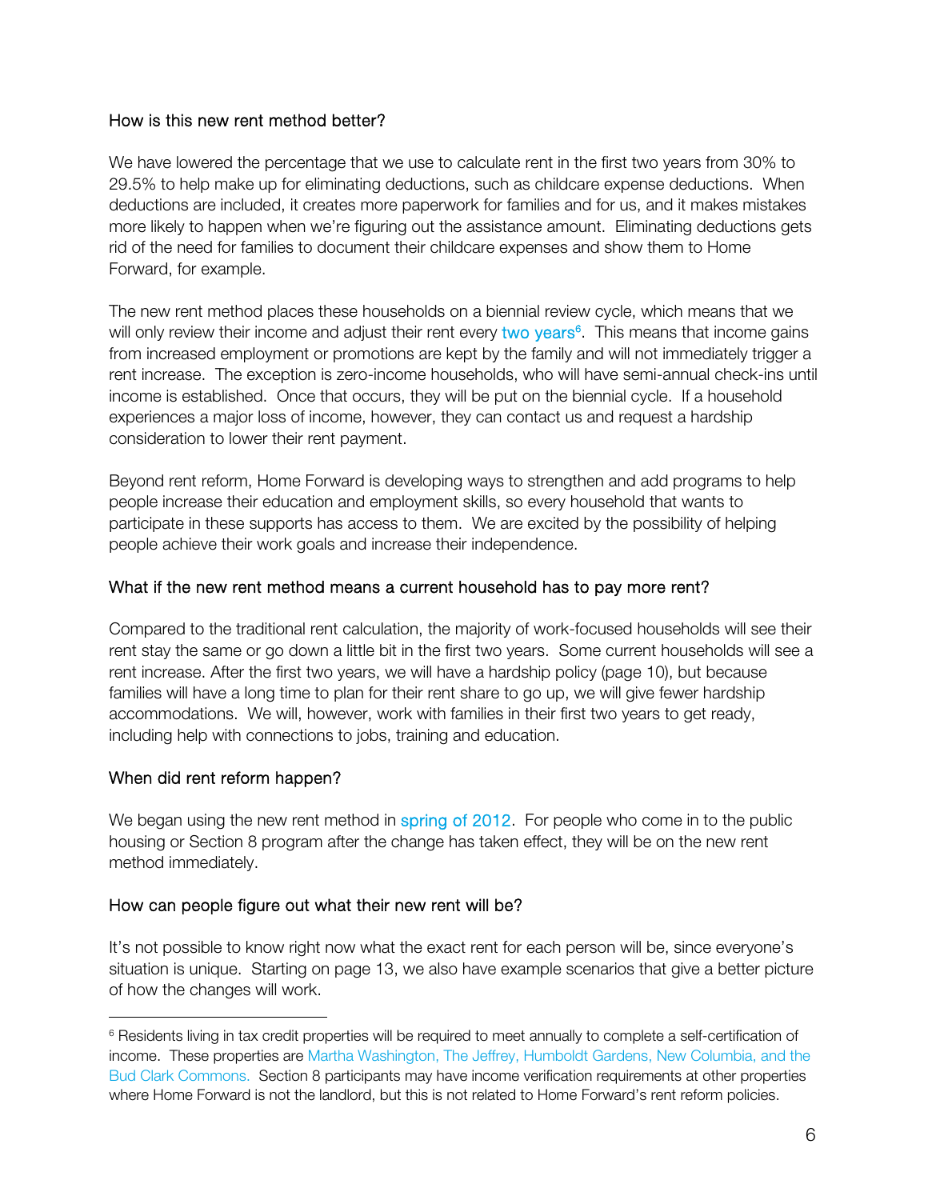### How is this new rent method better?

We have lowered the percentage that we use to calculate rent in the first two years from 30% to 29.5% to help make up for eliminating deductions, such as childcare expense deductions. When deductions are included, it creates more paperwork for families and for us, and it makes mistakes more likely to happen when we're figuring out the assistance amount. Eliminating deductions gets rid of the need for families to document their childcare expenses and show them to Home Forward, for example.

The new rent method places these households on a biennial review cycle, which means that we will only review their income and adjust their rent every two years[6]. This means that income gains from increased employment or promotions are kept by the family and will not immediately trigger a rent increase. The exception is zero-income households, who will have semi-annual check-ins until income is established. Once that occurs, they will be put on the biennial cycle. If a household experiences a major loss of income, however, they can contact us and request a hardship consideration to lower their rent payment.

Beyond rent reform, Home Forward is developing ways to strengthen and add programs to help people increase their education and employment skills, so every household that wants to participate in these supports has access to them. We are excited by the possibility of helping people achieve their work goals and increase their independence.

### What if the new rent method means a current household has to pay more rent?

Compared to the traditional rent calculation, the majority of work-focused households will see their rent stay the same or go down a little bit in the first two years. Some current households will see a rent increase. After the first two years, we will have a hardship policy (page 10), but because families will have a long time to plan for their rent share to go up, we will give fewer hardship accommodations. We will, however, work with families in their first two years to get ready, including help with connections to jobs, training and education.

### When did rent reform happen?

We began using the new rent method in spring of 2012. For people who come in to the public housing or Section 8 program after the change has taken effect, they will be on the new rent method immediately.

### How can people figure out what their new rent will be?

It's not possible to know right now what the exact rent for each person will be, since everyone's situation is unique. Starting on page 13, we also have example scenarios that give a better picture of how the changes will work.

---

[6] Residents living in tax credit properties will be required to meet annually to complete a self-certification of income. These properties are Martha Washington, The Jeffrey, Humboldt Gardens, New Columbia, and the Bud Clark Commons. Section 8 participants may have income verification requirements at other properties where Home Forward is not the landlord, but this is not related to Home Forward's rent reform policies.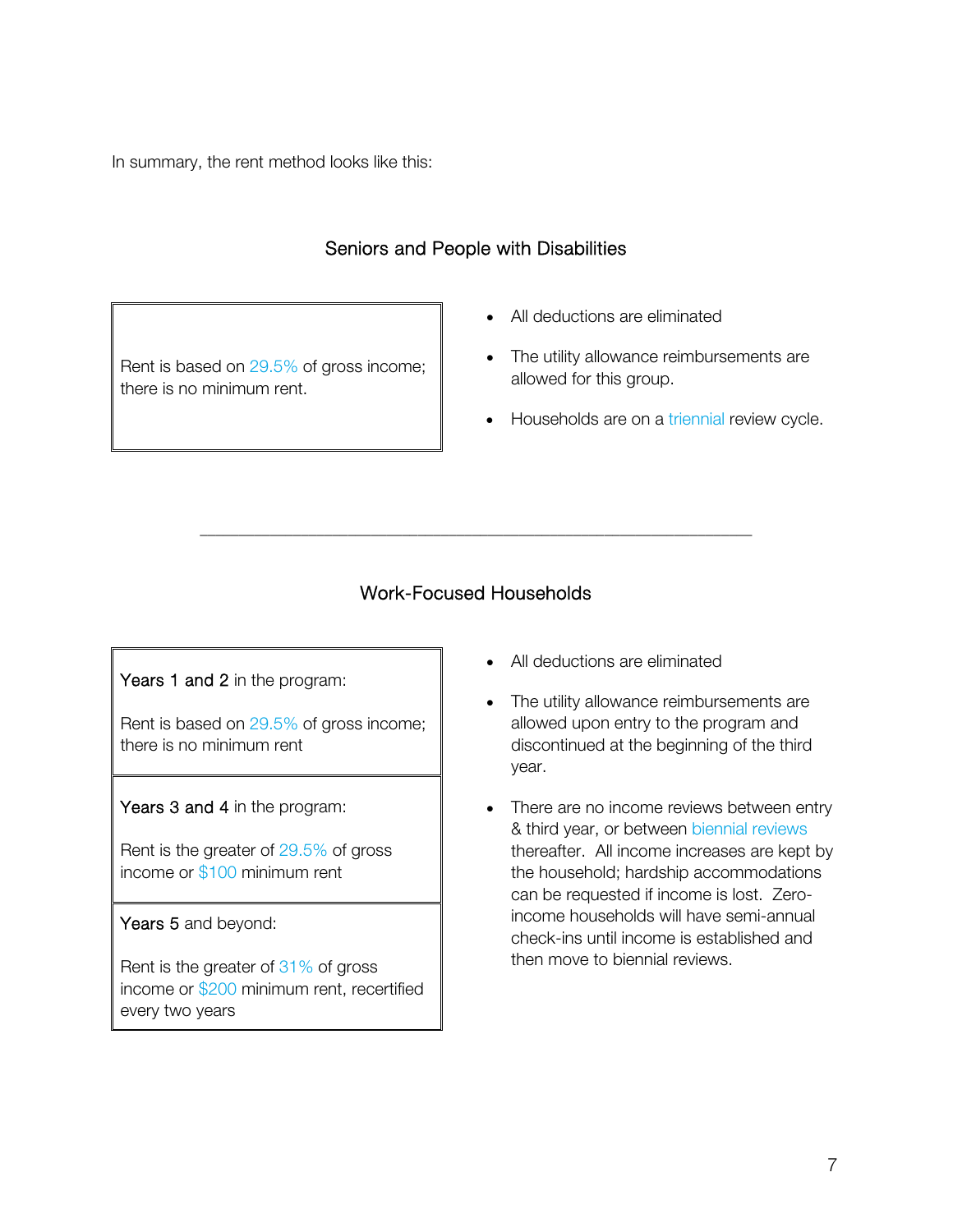In summary, the rent method looks like this:

## Seniors and People with Disabilities

| Rent is based on 29.5% of gross income; there is no minimum rent. |
|---|

- All deductions are eliminated
- The utility allowance reimbursements are allowed for this group.
- Households are on a triennial review cycle.

---

## Work-Focused Households

| Years 1 and 2 in the program:<br><br>Rent is based on 29.5% of gross income; there is no minimum rent |
|---|
| Years 3 and 4 in the program:<br><br>Rent is the greater of 29.5% of gross income or $100 minimum rent |
| Years 5 and beyond:<br><br>Rent is the greater of 31% of gross income or $200 minimum rent, recertified every two years |

- All deductions are eliminated
- The utility allowance reimbursements are allowed upon entry to the program and discontinued at the beginning of the third year.
- There are no income reviews between entry & third year, or between biennial reviews thereafter. All income increases are kept by the household; hardship accommodations can be requested if income is lost. Zero-income households will have semi-annual check-ins until income is established and then move to biennial reviews.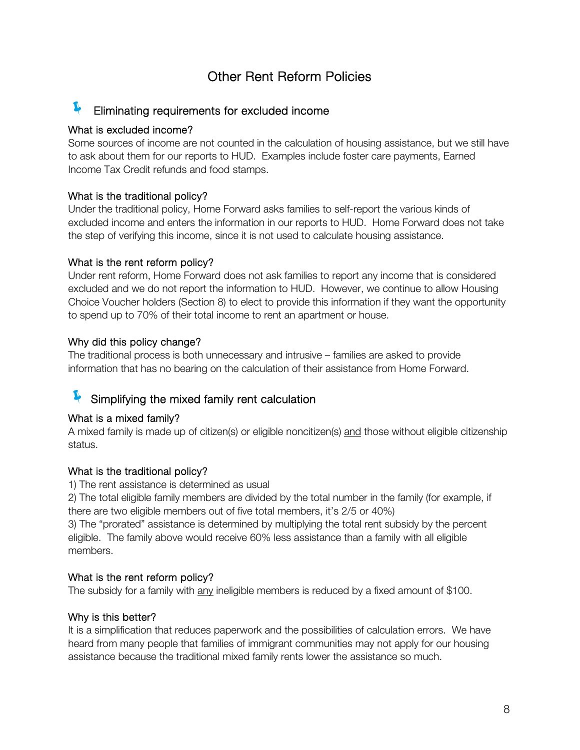# Other Rent Reform Policies

## Eliminating requirements for excluded income

**What is excluded income?**

Some sources of income are not counted in the calculation of housing assistance, but we still have to ask about them for our reports to HUD. Examples include foster care payments, Earned Income Tax Credit refunds and food stamps.

**What is the traditional policy?**

Under the traditional policy, Home Forward asks families to self-report the various kinds of excluded income and enters the information in our reports to HUD. Home Forward does not take the step of verifying this income, since it is not used to calculate housing assistance.

**What is the rent reform policy?**

Under rent reform, Home Forward does not ask families to report any income that is considered excluded and we do not report the information to HUD. However, we continue to allow Housing Choice Voucher holders (Section 8) to elect to provide this information if they want the opportunity to spend up to 70% of their total income to rent an apartment or house.

**Why did this policy change?**

The traditional process is both unnecessary and intrusive – families are asked to provide information that has no bearing on the calculation of their assistance from Home Forward.

## Simplifying the mixed family rent calculation

**What is a mixed family?**

A mixed family is made up of citizen(s) or eligible noncitizen(s) <u>and</u> those without eligible citizenship status.

**What is the traditional policy?**

1) The rent assistance is determined as usual
2) The total eligible family members are divided by the total number in the family (for example, if there are two eligible members out of five total members, it's 2/5 or 40%)
3) The "prorated" assistance is determined by multiplying the total rent subsidy by the percent eligible. The family above would receive 60% less assistance than a family with all eligible members.

**What is the rent reform policy?**

The subsidy for a family with <u>any</u> ineligible members is reduced by a fixed amount of $100.

**Why is this better?**

It is a simplification that reduces paperwork and the possibilities of calculation errors. We have heard from many people that families of immigrant communities may not apply for our housing assistance because the traditional mixed family rents lower the assistance so much.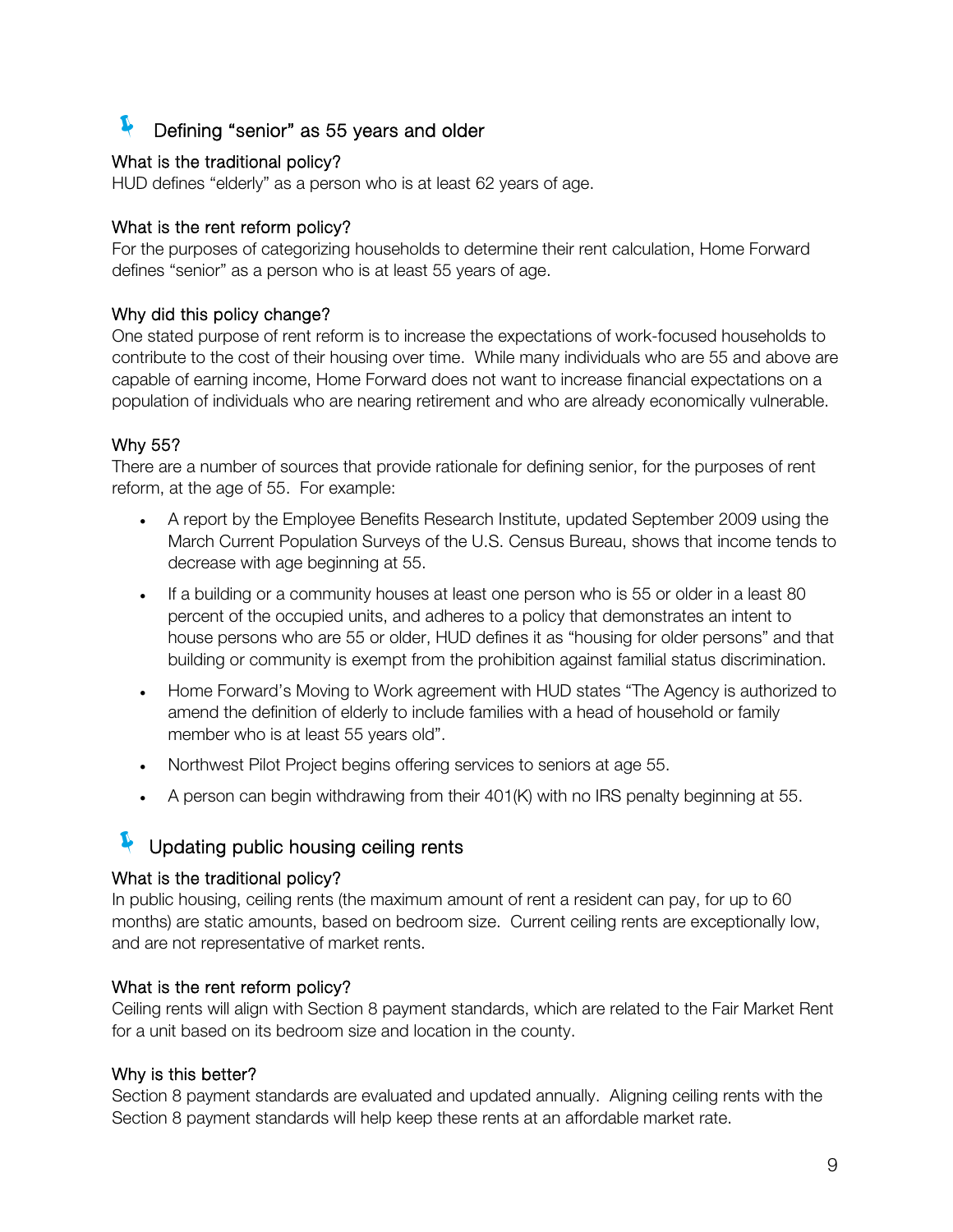## Defining "senior" as 55 years and older

### What is the traditional policy?

HUD defines "elderly" as a person who is at least 62 years of age.

### What is the rent reform policy?

For the purposes of categorizing households to determine their rent calculation, Home Forward defines "senior" as a person who is at least 55 years of age.

### Why did this policy change?

One stated purpose of rent reform is to increase the expectations of work-focused households to contribute to the cost of their housing over time. While many individuals who are 55 and above are capable of earning income, Home Forward does not want to increase financial expectations on a population of individuals who are nearing retirement and who are already economically vulnerable.

### Why 55?

There are a number of sources that provide rationale for defining senior, for the purposes of rent reform, at the age of 55. For example:

- A report by the Employee Benefits Research Institute, updated September 2009 using the March Current Population Surveys of the U.S. Census Bureau, shows that income tends to decrease with age beginning at 55.
- If a building or a community houses at least one person who is 55 or older in a least 80 percent of the occupied units, and adheres to a policy that demonstrates an intent to house persons who are 55 or older, HUD defines it as "housing for older persons" and that building or community is exempt from the prohibition against familial status discrimination.
- Home Forward's Moving to Work agreement with HUD states "The Agency is authorized to amend the definition of elderly to include families with a head of household or family member who is at least 55 years old".
- Northwest Pilot Project begins offering services to seniors at age 55.
- A person can begin withdrawing from their 401(K) with no IRS penalty beginning at 55.

## Updating public housing ceiling rents

### What is the traditional policy?

In public housing, ceiling rents (the maximum amount of rent a resident can pay, for up to 60 months) are static amounts, based on bedroom size. Current ceiling rents are exceptionally low, and are not representative of market rents.

### What is the rent reform policy?

Ceiling rents will align with Section 8 payment standards, which are related to the Fair Market Rent for a unit based on its bedroom size and location in the county.

### Why is this better?

Section 8 payment standards are evaluated and updated annually. Aligning ceiling rents with the Section 8 payment standards will help keep these rents at an affordable market rate.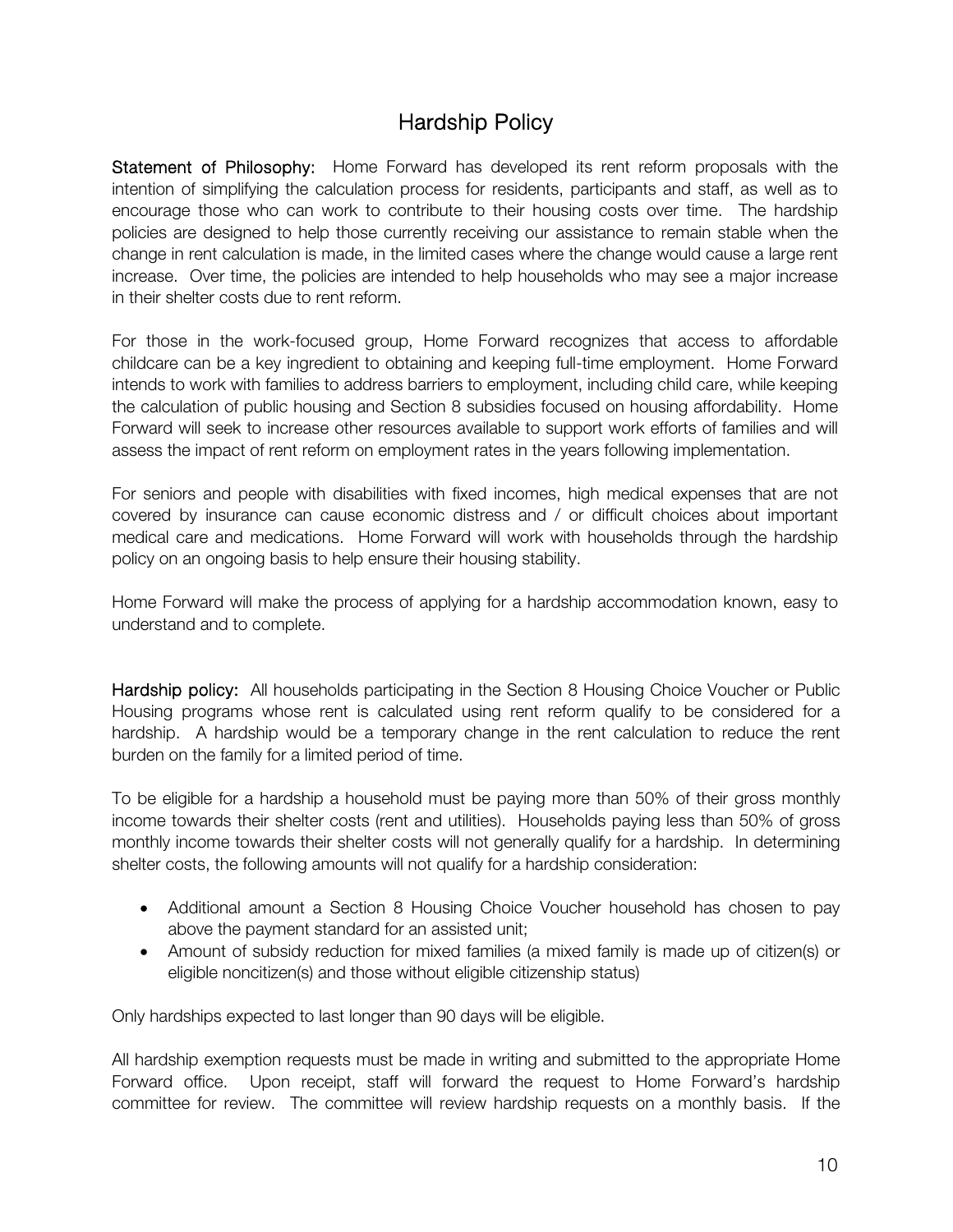# Hardship Policy

**Statement of Philosophy:** Home Forward has developed its rent reform proposals with the intention of simplifying the calculation process for residents, participants and staff, as well as to encourage those who can work to contribute to their housing costs over time. The hardship policies are designed to help those currently receiving our assistance to remain stable when the change in rent calculation is made, in the limited cases where the change would cause a large rent increase. Over time, the policies are intended to help households who may see a major increase in their shelter costs due to rent reform.

For those in the work-focused group, Home Forward recognizes that access to affordable childcare can be a key ingredient to obtaining and keeping full-time employment. Home Forward intends to work with families to address barriers to employment, including child care, while keeping the calculation of public housing and Section 8 subsidies focused on housing affordability. Home Forward will seek to increase other resources available to support work efforts of families and will assess the impact of rent reform on employment rates in the years following implementation.

For seniors and people with disabilities with fixed incomes, high medical expenses that are not covered by insurance can cause economic distress and / or difficult choices about important medical care and medications. Home Forward will work with households through the hardship policy on an ongoing basis to help ensure their housing stability.

Home Forward will make the process of applying for a hardship accommodation known, easy to understand and to complete.

**Hardship policy:** All households participating in the Section 8 Housing Choice Voucher or Public Housing programs whose rent is calculated using rent reform qualify to be considered for a hardship. A hardship would be a temporary change in the rent calculation to reduce the rent burden on the family for a limited period of time.

To be eligible for a hardship a household must be paying more than 50% of their gross monthly income towards their shelter costs (rent and utilities). Households paying less than 50% of gross monthly income towards their shelter costs will not generally qualify for a hardship. In determining shelter costs, the following amounts will not qualify for a hardship consideration:

- Additional amount a Section 8 Housing Choice Voucher household has chosen to pay above the payment standard for an assisted unit;
- Amount of subsidy reduction for mixed families (a mixed family is made up of citizen(s) or eligible noncitizen(s) and those without eligible citizenship status)

Only hardships expected to last longer than 90 days will be eligible.

All hardship exemption requests must be made in writing and submitted to the appropriate Home Forward office. Upon receipt, staff will forward the request to Home Forward's hardship committee for review. The committee will review hardship requests on a monthly basis. If the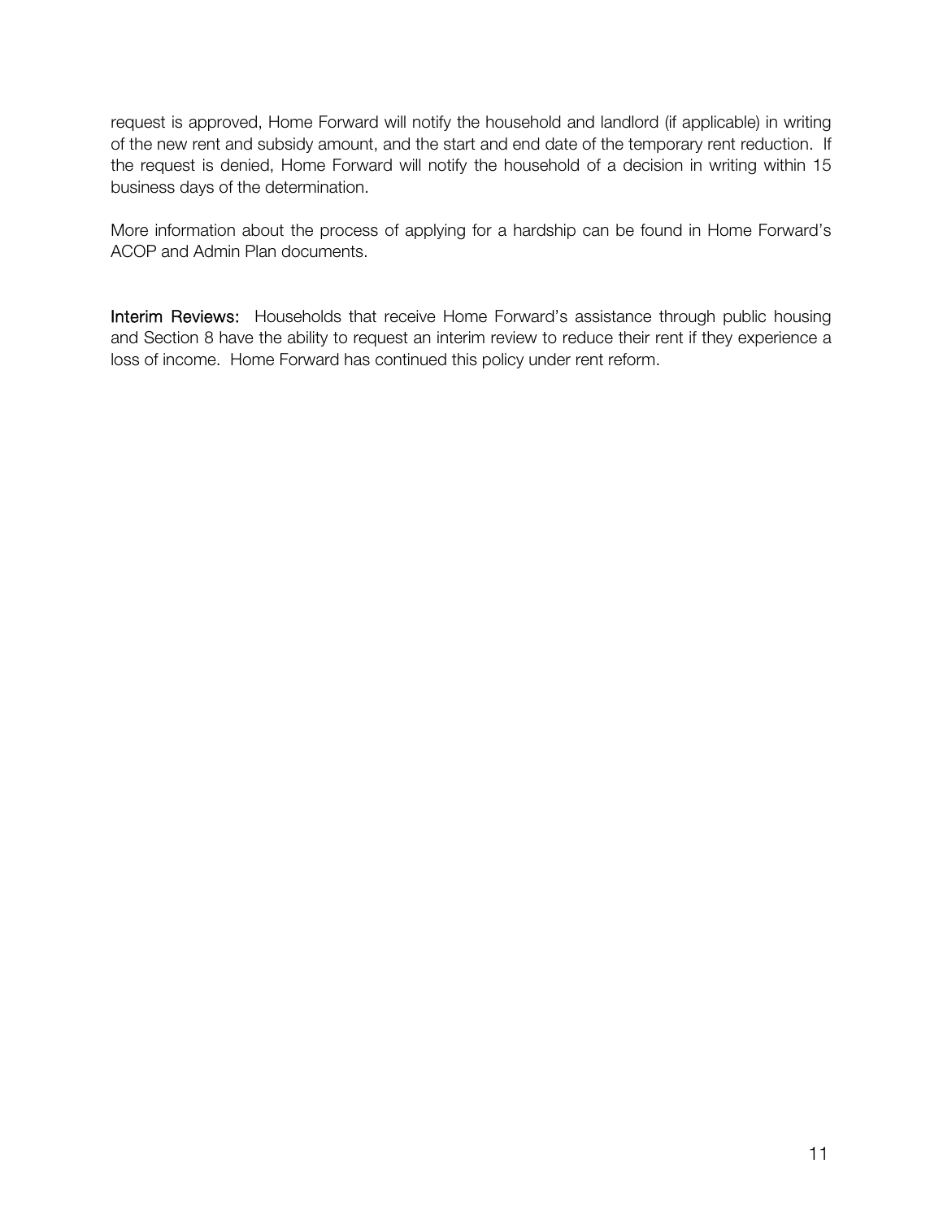request is approved, Home Forward will notify the household and landlord (if applicable) in writing of the new rent and subsidy amount, and the start and end date of the temporary rent reduction. If the request is denied, Home Forward will notify the household of a decision in writing within 15 business days of the determination.

More information about the process of applying for a hardship can be found in Home Forward's ACOP and Admin Plan documents.

**Interim Reviews:** Households that receive Home Forward's assistance through public housing and Section 8 have the ability to request an interim review to reduce their rent if they experience a loss of income. Home Forward has continued this policy under rent reform.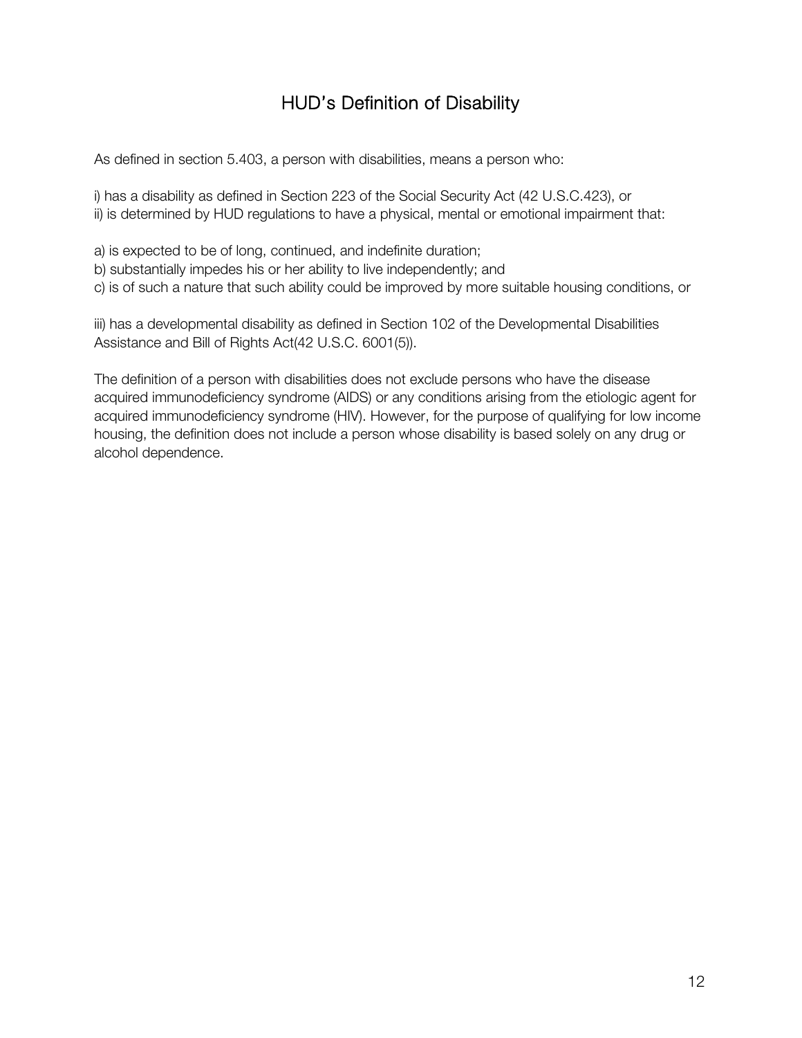## HUD's Definition of Disability

As defined in section 5.403, a person with disabilities, means a person who:

i) has a disability as defined in Section 223 of the Social Security Act (42 U.S.C.423), or
ii) is determined by HUD regulations to have a physical, mental or emotional impairment that:

a) is expected to be of long, continued, and indefinite duration;
b) substantially impedes his or her ability to live independently; and
c) is of such a nature that such ability could be improved by more suitable housing conditions, or

iii) has a developmental disability as defined in Section 102 of the Developmental Disabilities Assistance and Bill of Rights Act(42 U.S.C. 6001(5)).

The definition of a person with disabilities does not exclude persons who have the disease acquired immunodeficiency syndrome (AIDS) or any conditions arising from the etiologic agent for acquired immunodeficiency syndrome (HIV). However, for the purpose of qualifying for low income housing, the definition does not include a person whose disability is based solely on any drug or alcohol dependence.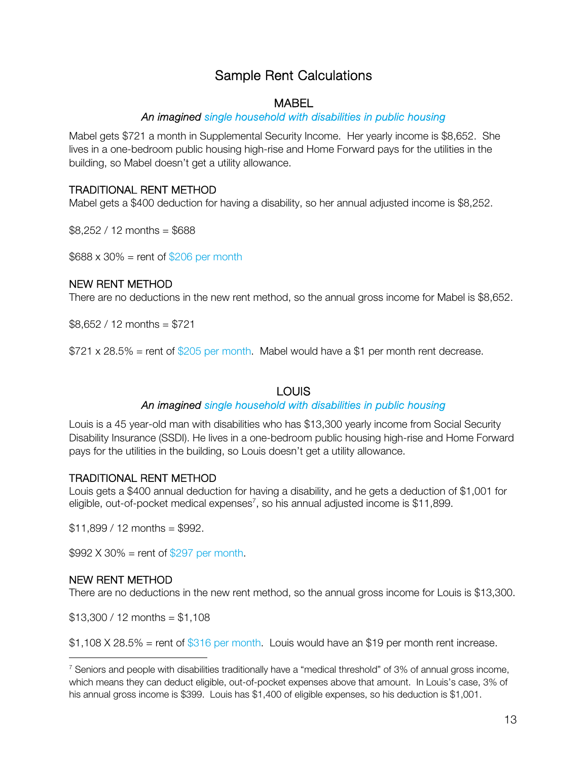# Sample Rent Calculations

## MABEL

*An imagined single household with disabilities in public housing*

Mabel gets $721 a month in Supplemental Security Income. Her yearly income is $8,652. She lives in a one-bedroom public housing high-rise and Home Forward pays for the utilities in the building, so Mabel doesn't get a utility allowance.

### TRADITIONAL RENT METHOD

Mabel gets a $400 deduction for having a disability, so her annual adjusted income is $8,252.

$8,252 / 12 months = $688

$688 x 30% = rent of $206 per month

### NEW RENT METHOD

There are no deductions in the new rent method, so the annual gross income for Mabel is $8,652.

$8,652 / 12 months = $721

$721 x 28.5% = rent of $205 per month. Mabel would have a $1 per month rent decrease.

## LOUIS

*An imagined single household with disabilities in public housing*

Louis is a 45 year-old man with disabilities who has $13,300 yearly income from Social Security Disability Insurance (SSDI). He lives in a one-bedroom public housing high-rise and Home Forward pays for the utilities in the building, so Louis doesn't get a utility allowance.

### TRADITIONAL RENT METHOD

Louis gets a $400 annual deduction for having a disability, and he gets a deduction of $1,001 for eligible, out-of-pocket medical expenses[7], so his annual adjusted income is $11,899.

$11,899 / 12 months = $992.

$992 X 30% = rent of $297 per month.

### NEW RENT METHOD

There are no deductions in the new rent method, so the annual gross income for Louis is $13,300.

$13,300 / 12 months = $1,108

$1,108 X 28.5% = rent of $316 per month. Louis would have an $19 per month rent increase.

---

[7] Seniors and people with disabilities traditionally have a "medical threshold" of 3% of annual gross income, which means they can deduct eligible, out-of-pocket expenses above that amount. In Louis's case, 3% of his annual gross income is $399. Louis has $1,400 of eligible expenses, so his deduction is $1,001.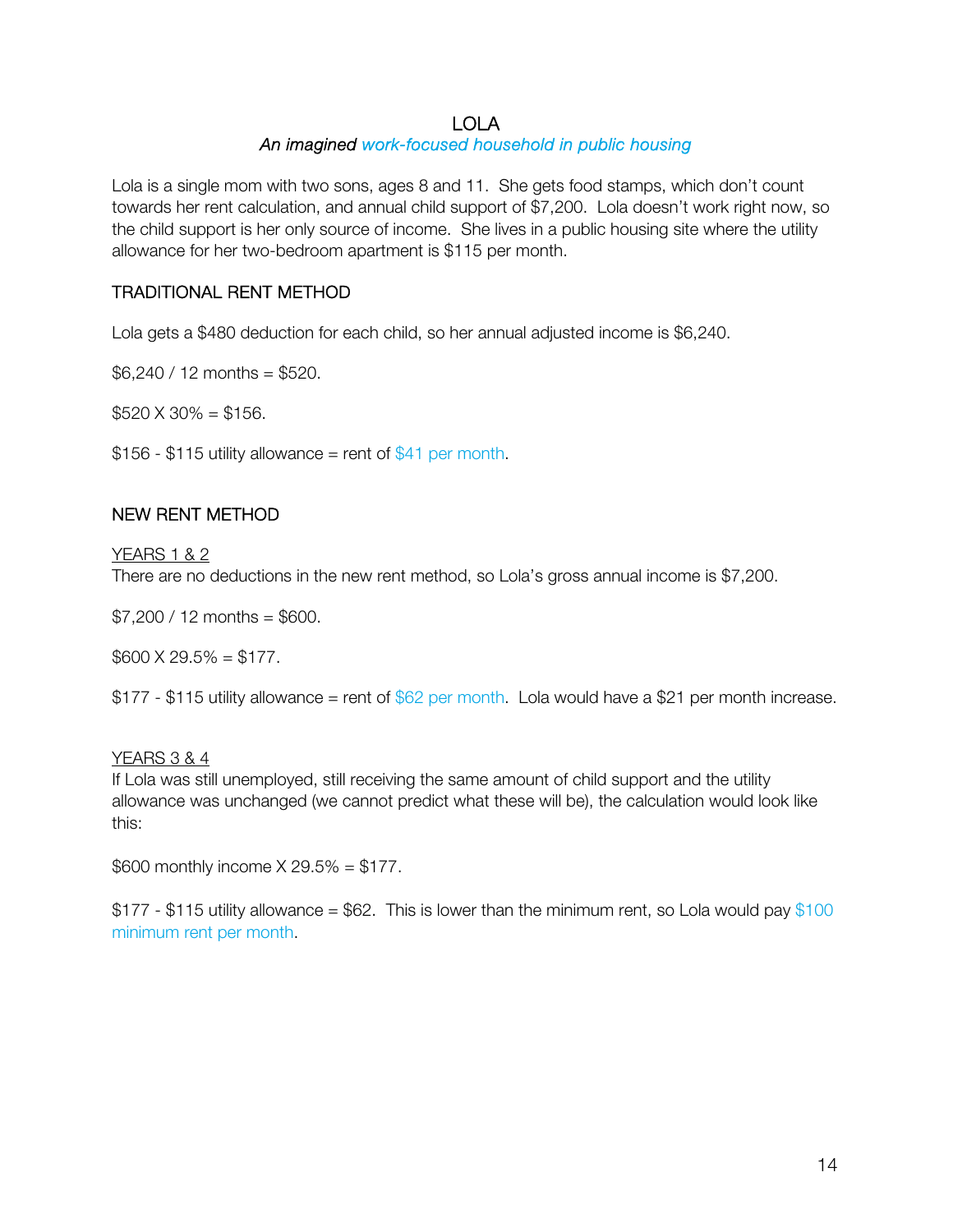# LOLA

*An imagined work-focused household in public housing*

Lola is a single mom with two sons, ages 8 and 11. She gets food stamps, which don't count towards her rent calculation, and annual child support of $7,200. Lola doesn't work right now, so the child support is her only source of income. She lives in a public housing site where the utility allowance for her two-bedroom apartment is $115 per month.

## TRADITIONAL RENT METHOD

Lola gets a $480 deduction for each child, so her annual adjusted income is $6,240.

$6,240 / 12 months = $520.

$520 X 30% = $156.

$156 - $115 utility allowance = rent of $41 per month.

## NEW RENT METHOD

### YEARS 1 & 2

There are no deductions in the new rent method, so Lola's gross annual income is $7,200.

$7,200 / 12 months = $600.

$600 X 29.5% = $177.

$177 - $115 utility allowance = rent of $62 per month. Lola would have a $21 per month increase.

### YEARS 3 & 4

If Lola was still unemployed, still receiving the same amount of child support and the utility allowance was unchanged (we cannot predict what these will be), the calculation would look like this:

$600 monthly income X 29.5% = $177.

$177 - $115 utility allowance = $62. This is lower than the minimum rent, so Lola would pay $100 minimum rent per month.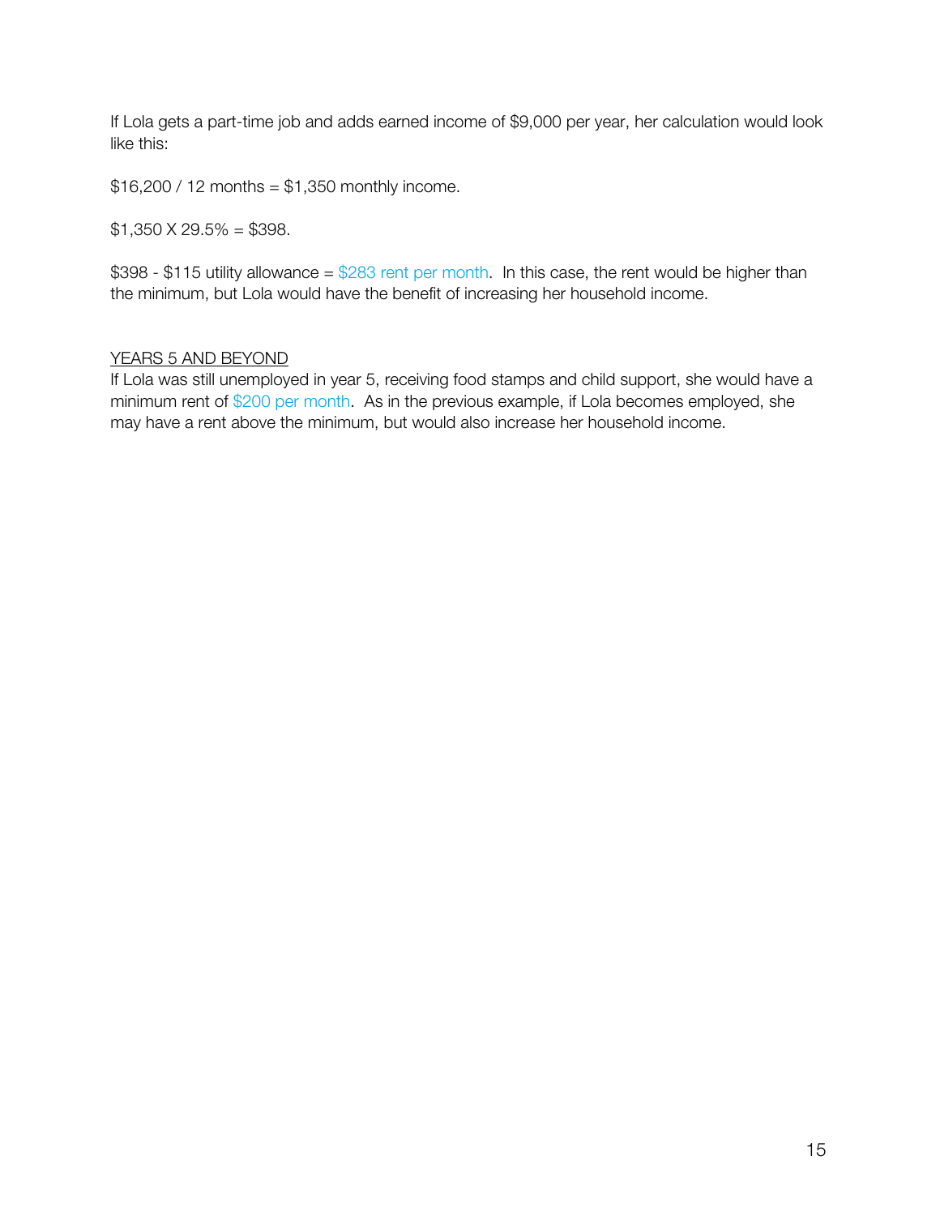If Lola gets a part-time job and adds earned income of $9,000 per year, her calculation would look like this:

$16,200 / 12 months = $1,350 monthly income.

$1,350 X 29.5% = $398.

$398 - $115 utility allowance = $283 rent per month. In this case, the rent would be higher than the minimum, but Lola would have the benefit of increasing her household income.

<u>YEARS 5 AND BEYOND</u>

If Lola was still unemployed in year 5, receiving food stamps and child support, she would have a minimum rent of $200 per month. As in the previous example, if Lola becomes employed, she may have a rent above the minimum, but would also increase her household income.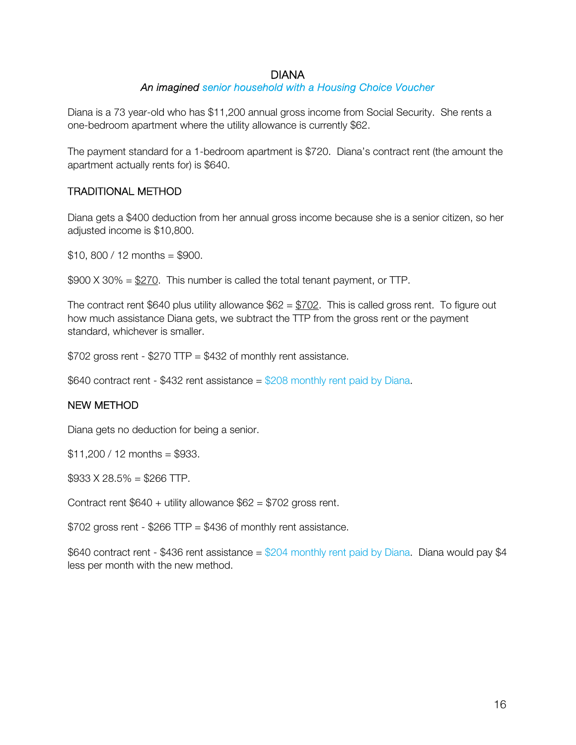# DIANA

*An imagined senior household with a Housing Choice Voucher*

Diana is a 73 year-old who has $11,200 annual gross income from Social Security. She rents a one-bedroom apartment where the utility allowance is currently $62.

The payment standard for a 1-bedroom apartment is $720. Diana's contract rent (the amount the apartment actually rents for) is $640.

## TRADITIONAL METHOD

Diana gets a $400 deduction from her annual gross income because she is a senior citizen, so her adjusted income is $10,800.

$10, 800 / 12 months = $900.

$900 X 30% = <u>$270</u>. This number is called the total tenant payment, or TTP.

The contract rent $640 plus utility allowance $62 = <u>$702</u>. This is called gross rent. To figure out how much assistance Diana gets, we subtract the TTP from the gross rent or the payment standard, whichever is smaller.

$702 gross rent - $270 TTP = $432 of monthly rent assistance.

$640 contract rent - $432 rent assistance = $208 monthly rent paid by Diana.

## NEW METHOD

Diana gets no deduction for being a senior.

$11,200 / 12 months = $933.

$933 X 28.5% = $266 TTP.

Contract rent $640 + utility allowance $62 = $702 gross rent.

$702 gross rent - $266 TTP = $436 of monthly rent assistance.

$640 contract rent - $436 rent assistance = $204 monthly rent paid by Diana. Diana would pay $4 less per month with the new method.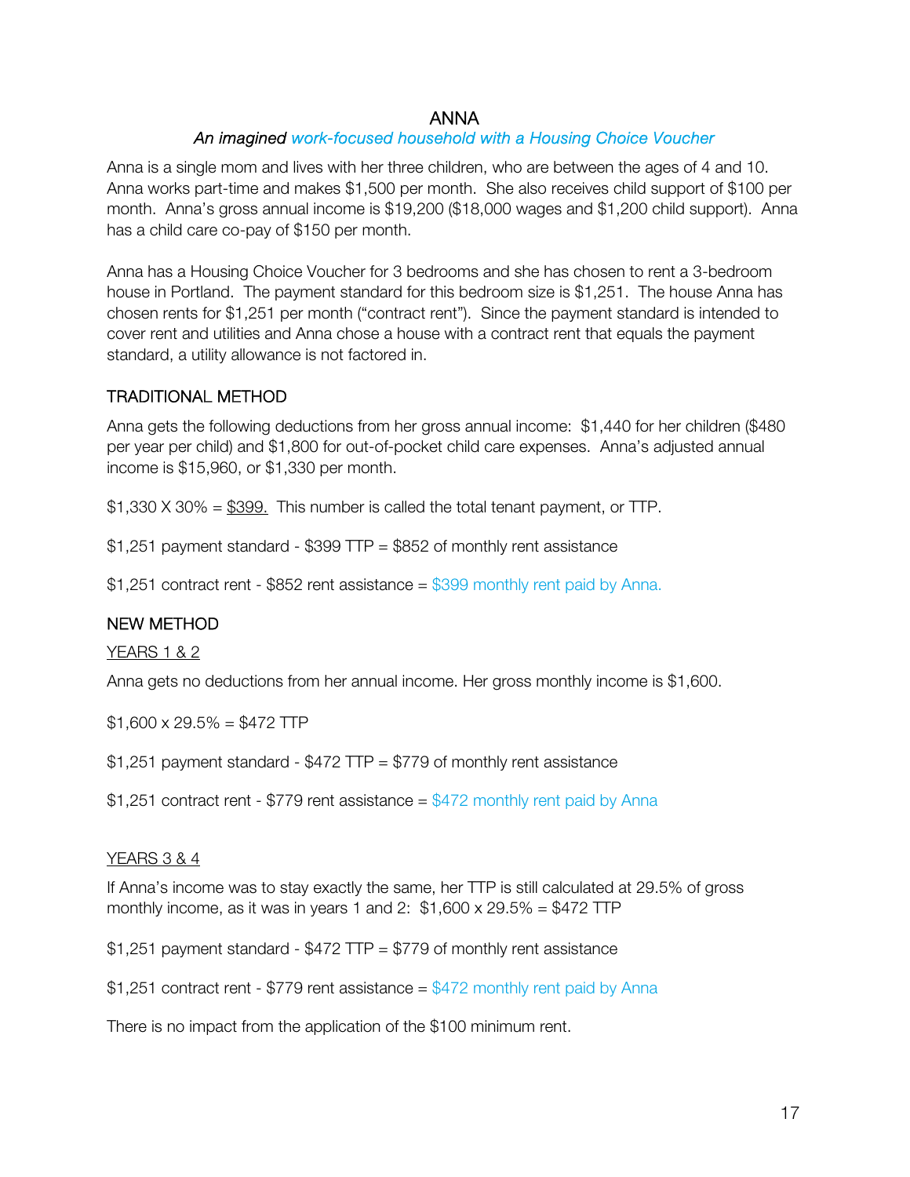# ANNA

*An imagined work-focused household with a Housing Choice Voucher*

Anna is a single mom and lives with her three children, who are between the ages of 4 and 10. Anna works part-time and makes $1,500 per month. She also receives child support of $100 per month. Anna's gross annual income is $19,200 ($18,000 wages and $1,200 child support). Anna has a child care co-pay of $150 per month.

Anna has a Housing Choice Voucher for 3 bedrooms and she has chosen to rent a 3-bedroom house in Portland. The payment standard for this bedroom size is $1,251. The house Anna has chosen rents for $1,251 per month ("contract rent"). Since the payment standard is intended to cover rent and utilities and Anna chose a house with a contract rent that equals the payment standard, a utility allowance is not factored in.

## TRADITIONAL METHOD

Anna gets the following deductions from her gross annual income: $1,440 for her children ($480 per year per child) and $1,800 for out-of-pocket child care expenses. Anna's adjusted annual income is $15,960, or $1,330 per month.

$1,330 X 30% = <u>$399.</u> This number is called the total tenant payment, or TTP.

$1,251 payment standard - $399 TTP = $852 of monthly rent assistance

$1,251 contract rent - $852 rent assistance = $399 monthly rent paid by Anna.

## NEW METHOD

<u>YEARS 1 & 2</u>

Anna gets no deductions from her annual income. Her gross monthly income is $1,600.

$1,600 x 29.5% = $472 TTP

$1,251 payment standard - $472 TTP = $779 of monthly rent assistance

$1,251 contract rent - $779 rent assistance = $472 monthly rent paid by Anna

<u>YEARS 3 & 4</u>

If Anna's income was to stay exactly the same, her TTP is still calculated at 29.5% of gross monthly income, as it was in years 1 and 2: $1,600 x 29.5% = $472 TTP

$1,251 payment standard - $472 TTP = $779 of monthly rent assistance

$1,251 contract rent - $779 rent assistance = $472 monthly rent paid by Anna

There is no impact from the application of the $100 minimum rent.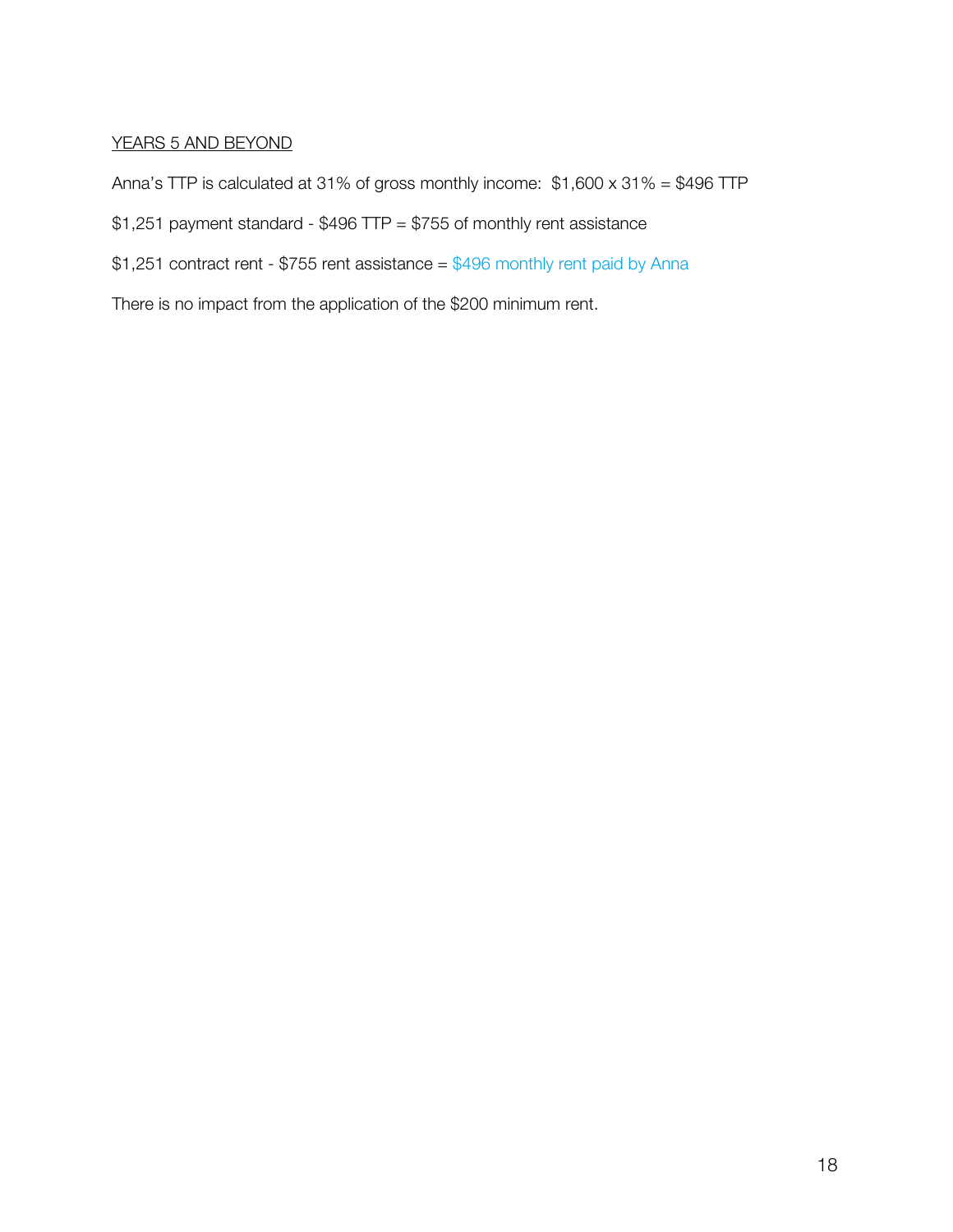<u>YEARS 5 AND BEYOND</u>

Anna's TTP is calculated at 31% of gross monthly income:  $1,600 x 31% = $496 TTP

$1,251 payment standard - $496 TTP = $755 of monthly rent assistance

$1,251 contract rent - $755 rent assistance = $496 monthly rent paid by Anna

There is no impact from the application of the $200 minimum rent.